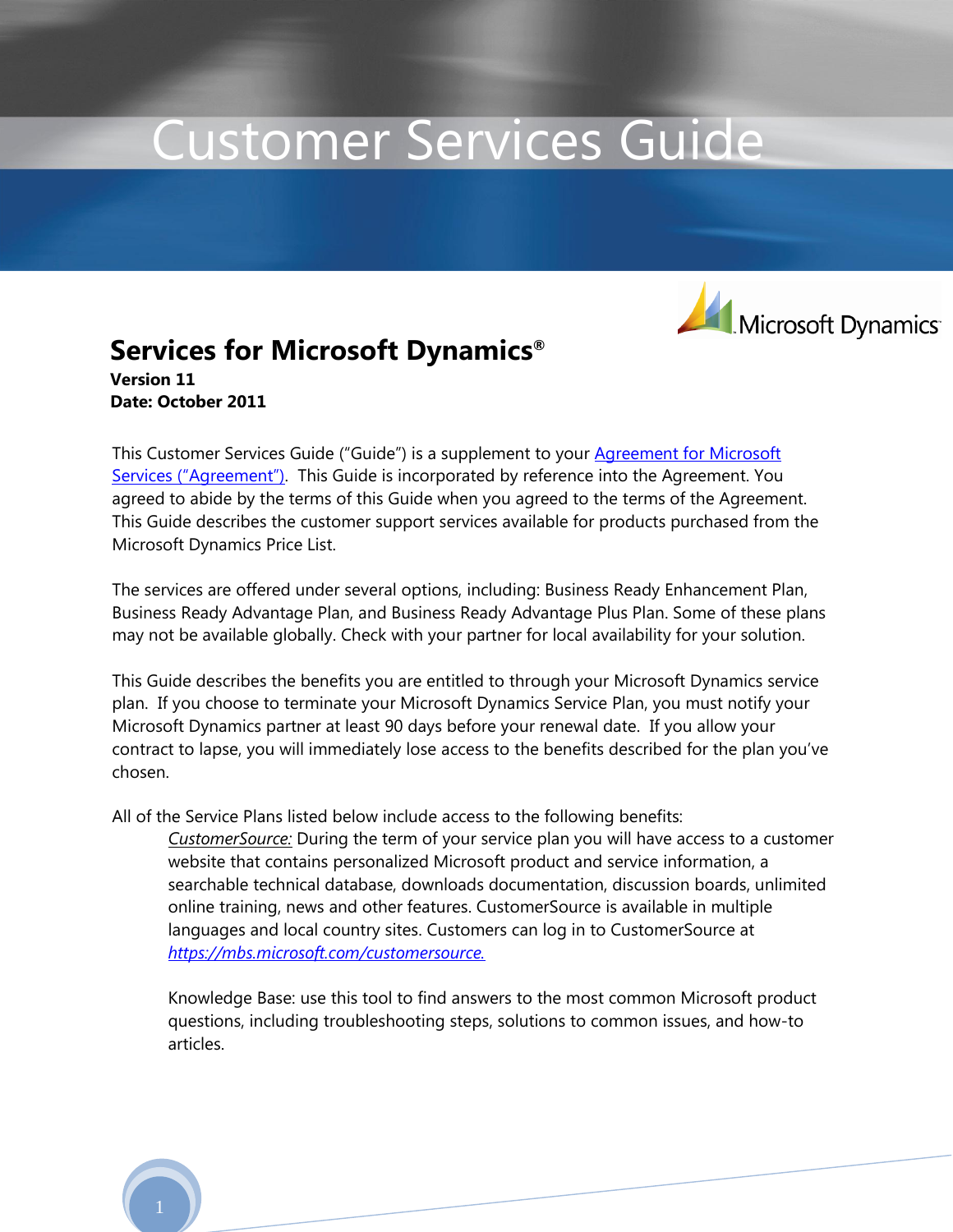# Customer Services Guide

## Services for Microsoft Dynamics®

**Version 11**
**Date: October 2011**

This Customer Services Guide ("Guide") is a supplement to your Agreement for Microsoft Services ("Agreement"). This Guide is incorporated by reference into the Agreement. You agreed to abide by the terms of this Guide when you agreed to the terms of the Agreement. This Guide describes the customer support services available for products purchased from the Microsoft Dynamics Price List.

The services are offered under several options, including: Business Ready Enhancement Plan, Business Ready Advantage Plan, and Business Ready Advantage Plus Plan. Some of these plans may not be available globally. Check with your partner for local availability for your solution.

This Guide describes the benefits you are entitled to through your Microsoft Dynamics service plan. If you choose to terminate your Microsoft Dynamics Service Plan, you must notify your Microsoft Dynamics partner at least 90 days before your renewal date. If you allow your contract to lapse, you will immediately lose access to the benefits described for the plan you've chosen.

All of the Service Plans listed below include access to the following benefits:

*CustomerSource:* During the term of your service plan you will have access to a customer website that contains personalized Microsoft product and service information, a searchable technical database, downloads documentation, discussion boards, unlimited online training, news and other features. CustomerSource is available in multiple languages and local country sites. Customers can log in to CustomerSource at *https://mbs.microsoft.com/customersource.*

Knowledge Base: use this tool to find answers to the most common Microsoft product questions, including troubleshooting steps, solutions to common issues, and how-to articles.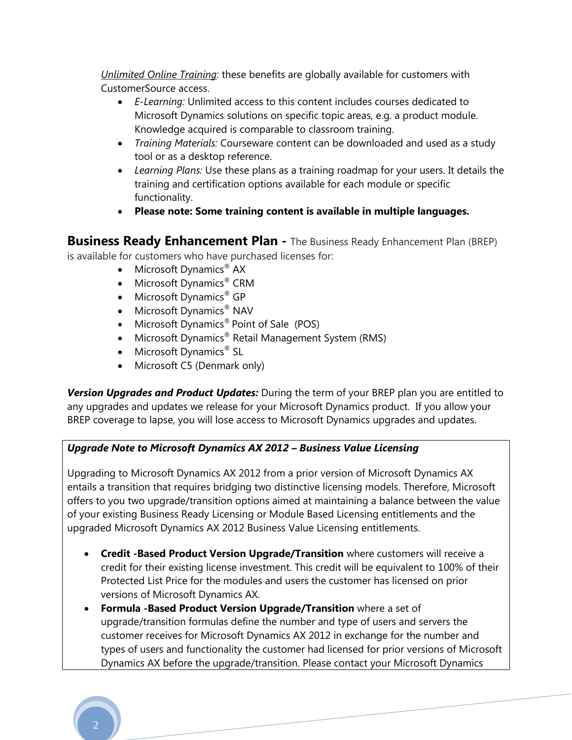*Unlimited Online Training*: these benefits are globally available for customers with CustomerSource access.

- *E-Learning:* Unlimited access to this content includes courses dedicated to Microsoft Dynamics solutions on specific topic areas, e.g. a product module. Knowledge acquired is comparable to classroom training.
- *Training Materials:* Courseware content can be downloaded and used as a study tool or as a desktop reference.
- *Learning Plans:* Use these plans as a training roadmap for your users. It details the training and certification options available for each module or specific functionality.
- **Please note: Some training content is available in multiple languages.**

**Business Ready Enhancement Plan -** The Business Ready Enhancement Plan (BREP) is available for customers who have purchased licenses for:

- Microsoft Dynamics® AX
- Microsoft Dynamics® CRM
- Microsoft Dynamics® GP
- Microsoft Dynamics® NAV
- Microsoft Dynamics® Point of Sale (POS)
- Microsoft Dynamics® Retail Management System (RMS)
- Microsoft Dynamics® SL
- Microsoft C5 (Denmark only)

***Version Upgrades and Product Updates:*** During the term of your BREP plan you are entitled to any upgrades and updates we release for your Microsoft Dynamics product. If you allow your BREP coverage to lapse, you will lose access to Microsoft Dynamics upgrades and updates.

***Upgrade Note to Microsoft Dynamics AX 2012 – Business Value Licensing***

Upgrading to Microsoft Dynamics AX 2012 from a prior version of Microsoft Dynamics AX entails a transition that requires bridging two distinctive licensing models. Therefore, Microsoft offers to you two upgrade/transition options aimed at maintaining a balance between the value of your existing Business Ready Licensing or Module Based Licensing entitlements and the upgraded Microsoft Dynamics AX 2012 Business Value Licensing entitlements.

- **Credit -Based Product Version Upgrade/Transition** where customers will receive a credit for their existing license investment. This credit will be equivalent to 100% of their Protected List Price for the modules and users the customer has licensed on prior versions of Microsoft Dynamics AX.
- **Formula -Based Product Version Upgrade/Transition** where a set of upgrade/transition formulas define the number and type of users and servers the customer receives for Microsoft Dynamics AX 2012 in exchange for the number and types of users and functionality the customer had licensed for prior versions of Microsoft Dynamics AX before the upgrade/transition. Please contact your Microsoft Dynamics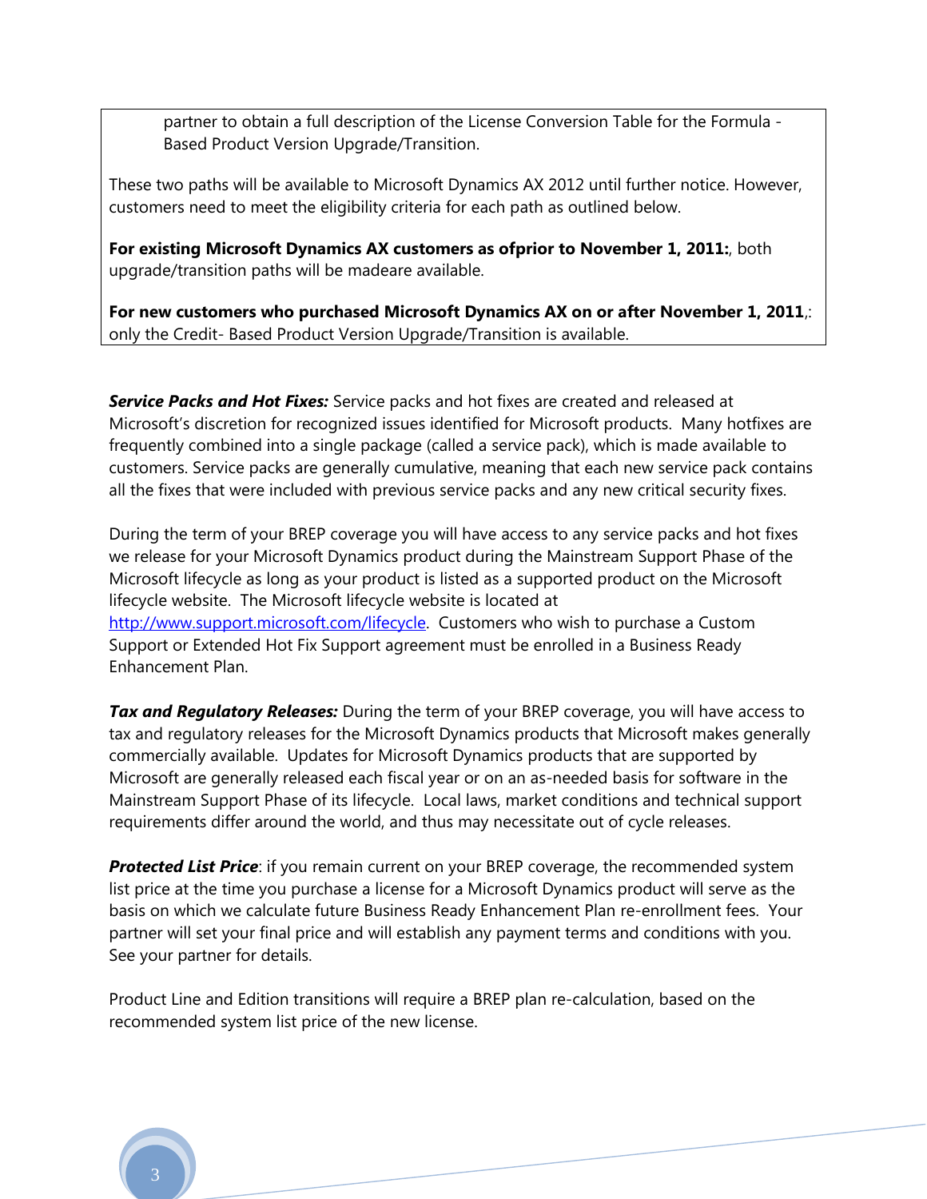partner to obtain a full description of the License Conversion Table for the Formula - Based Product Version Upgrade/Transition.

These two paths will be available to Microsoft Dynamics AX 2012 until further notice. However, customers need to meet the eligibility criteria for each path as outlined below.

**For existing Microsoft Dynamics AX customers as ofprior to November 1, 2011:**, both upgrade/transition paths will be madeare available.

**For new customers who purchased Microsoft Dynamics AX on or after November 1, 2011**,: only the Credit- Based Product Version Upgrade/Transition is available.

***Service Packs and Hot Fixes:*** Service packs and hot fixes are created and released at Microsoft's discretion for recognized issues identified for Microsoft products. Many hotfixes are frequently combined into a single package (called a service pack), which is made available to customers. Service packs are generally cumulative, meaning that each new service pack contains all the fixes that were included with previous service packs and any new critical security fixes.

During the term of your BREP coverage you will have access to any service packs and hot fixes we release for your Microsoft Dynamics product during the Mainstream Support Phase of the Microsoft lifecycle as long as your product is listed as a supported product on the Microsoft lifecycle website. The Microsoft lifecycle website is located at [http://www.support.microsoft.com/lifecycle](http://www.support.microsoft.com/lifecycle). Customers who wish to purchase a Custom Support or Extended Hot Fix Support agreement must be enrolled in a Business Ready Enhancement Plan.

***Tax and Regulatory Releases:*** During the term of your BREP coverage, you will have access to tax and regulatory releases for the Microsoft Dynamics products that Microsoft makes generally commercially available. Updates for Microsoft Dynamics products that are supported by Microsoft are generally released each fiscal year or on an as-needed basis for software in the Mainstream Support Phase of its lifecycle. Local laws, market conditions and technical support requirements differ around the world, and thus may necessitate out of cycle releases.

***Protected List Price***: if you remain current on your BREP coverage, the recommended system list price at the time you purchase a license for a Microsoft Dynamics product will serve as the basis on which we calculate future Business Ready Enhancement Plan re-enrollment fees. Your partner will set your final price and will establish any payment terms and conditions with you. See your partner for details.

Product Line and Edition transitions will require a BREP plan re-calculation, based on the recommended system list price of the new license.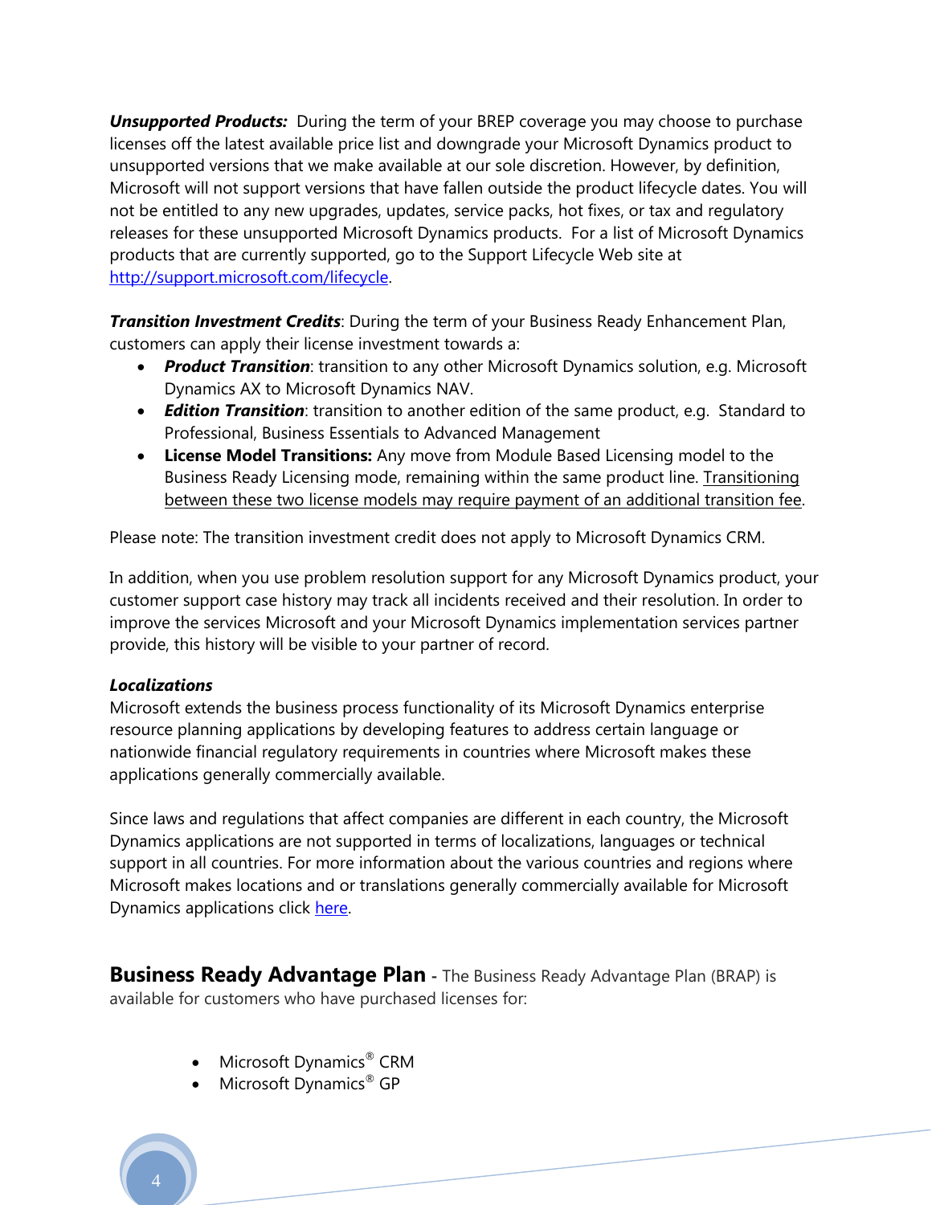***Unsupported Products:*** During the term of your BREP coverage you may choose to purchase licenses off the latest available price list and downgrade your Microsoft Dynamics product to unsupported versions that we make available at our sole discretion. However, by definition, Microsoft will not support versions that have fallen outside the product lifecycle dates. You will not be entitled to any new upgrades, updates, service packs, hot fixes, or tax and regulatory releases for these unsupported Microsoft Dynamics products. For a list of Microsoft Dynamics products that are currently supported, go to the Support Lifecycle Web site at [http://support.microsoft.com/lifecycle](http://support.microsoft.com/lifecycle).

***Transition Investment Credits***: During the term of your Business Ready Enhancement Plan, customers can apply their license investment towards a:

- ***Product Transition***: transition to any other Microsoft Dynamics solution, e.g. Microsoft Dynamics AX to Microsoft Dynamics NAV.
- ***Edition Transition***: transition to another edition of the same product, e.g. Standard to Professional, Business Essentials to Advanced Management
- **License Model Transitions:** Any move from Module Based Licensing model to the Business Ready Licensing mode, remaining within the same product line. Transitioning between these two license models may require payment of an additional transition fee.

Please note: The transition investment credit does not apply to Microsoft Dynamics CRM.

In addition, when you use problem resolution support for any Microsoft Dynamics product, your customer support case history may track all incidents received and their resolution. In order to improve the services Microsoft and your Microsoft Dynamics implementation services partner provide, this history will be visible to your partner of record.

***Localizations***

Microsoft extends the business process functionality of its Microsoft Dynamics enterprise resource planning applications by developing features to address certain language or nationwide financial regulatory requirements in countries where Microsoft makes these applications generally commercially available.

Since laws and regulations that affect companies are different in each country, the Microsoft Dynamics applications are not supported in terms of localizations, languages or technical support in all countries. For more information about the various countries and regions where Microsoft makes locations and or translations generally commercially available for Microsoft Dynamics applications click here.

## Business Ready Advantage Plan - The Business Ready Advantage Plan (BRAP) is available for customers who have purchased licenses for:

- Microsoft Dynamics® CRM
- Microsoft Dynamics® GP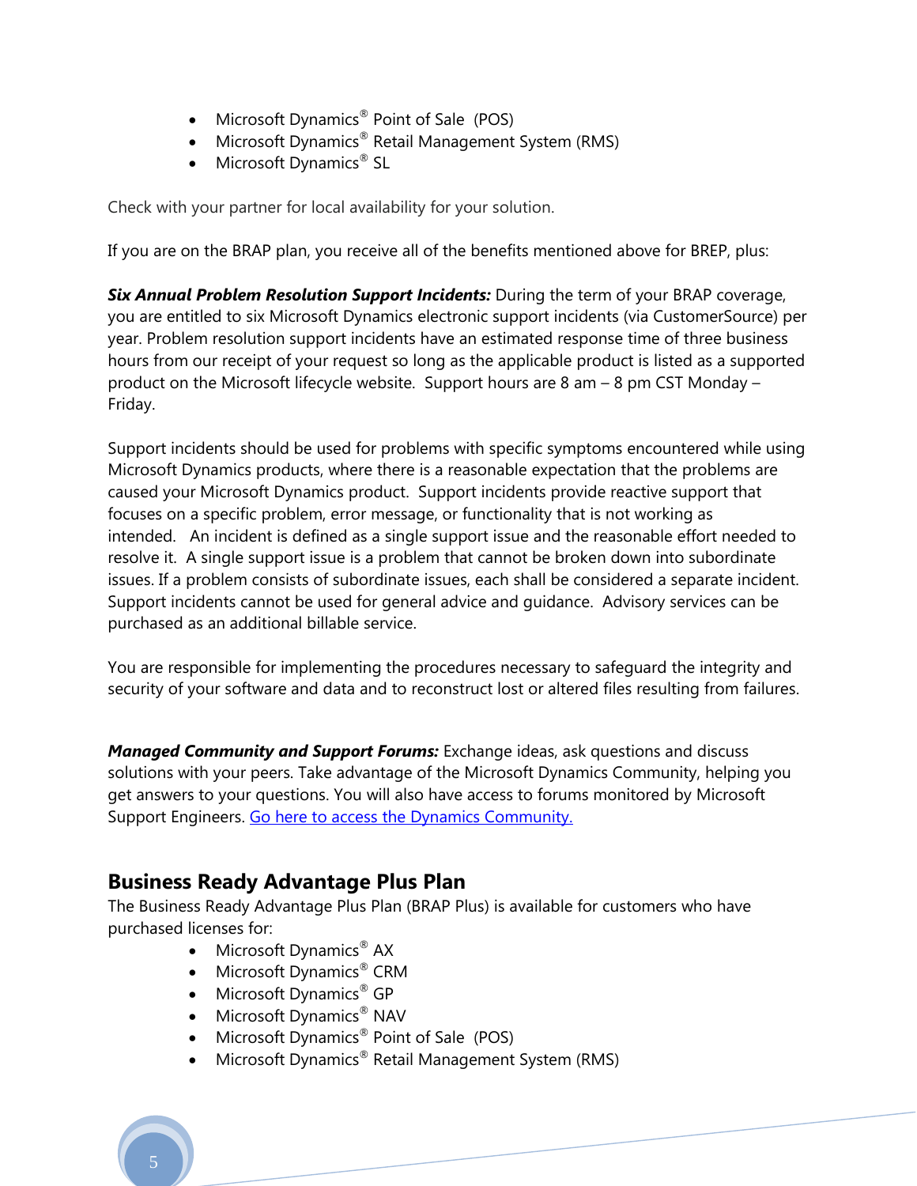- Microsoft Dynamics® Point of Sale (POS)
- Microsoft Dynamics® Retail Management System (RMS)
- Microsoft Dynamics® SL

Check with your partner for local availability for your solution.

If you are on the BRAP plan, you receive all of the benefits mentioned above for BREP, plus:

***Six Annual Problem Resolution Support Incidents:*** During the term of your BRAP coverage, you are entitled to six Microsoft Dynamics electronic support incidents (via CustomerSource) per year. Problem resolution support incidents have an estimated response time of three business hours from our receipt of your request so long as the applicable product is listed as a supported product on the Microsoft lifecycle website. Support hours are 8 am – 8 pm CST Monday – Friday.

Support incidents should be used for problems with specific symptoms encountered while using Microsoft Dynamics products, where there is a reasonable expectation that the problems are caused your Microsoft Dynamics product. Support incidents provide reactive support that focuses on a specific problem, error message, or functionality that is not working as intended. An incident is defined as a single support issue and the reasonable effort needed to resolve it. A single support issue is a problem that cannot be broken down into subordinate issues. If a problem consists of subordinate issues, each shall be considered a separate incident. Support incidents cannot be used for general advice and guidance. Advisory services can be purchased as an additional billable service.

You are responsible for implementing the procedures necessary to safeguard the integrity and security of your software and data and to reconstruct lost or altered files resulting from failures.

***Managed Community and Support Forums:*** Exchange ideas, ask questions and discuss solutions with your peers. Take advantage of the Microsoft Dynamics Community, helping you get answers to your questions. You will also have access to forums monitored by Microsoft Support Engineers. Go here to access the Dynamics Community.

## Business Ready Advantage Plus Plan

The Business Ready Advantage Plus Plan (BRAP Plus) is available for customers who have purchased licenses for:

- Microsoft Dynamics® AX
- Microsoft Dynamics® CRM
- Microsoft Dynamics® GP
- Microsoft Dynamics® NAV
- Microsoft Dynamics® Point of Sale (POS)
- Microsoft Dynamics® Retail Management System (RMS)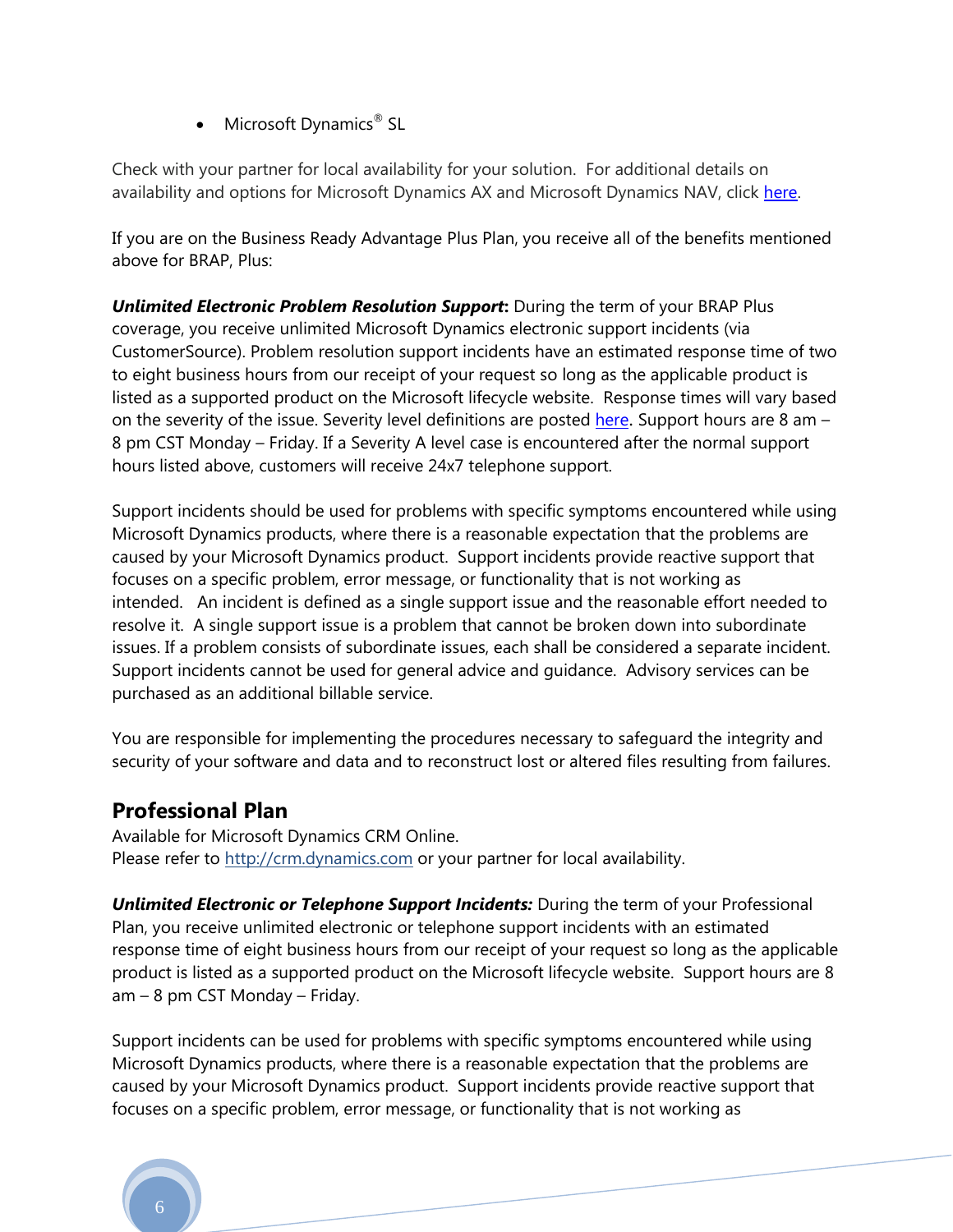- Microsoft Dynamics® SL

Check with your partner for local availability for your solution. For additional details on availability and options for Microsoft Dynamics AX and Microsoft Dynamics NAV, click here.

If you are on the Business Ready Advantage Plus Plan, you receive all of the benefits mentioned above for BRAP, Plus:

***Unlimited Electronic Problem Resolution Support*:** During the term of your BRAP Plus coverage, you receive unlimited Microsoft Dynamics electronic support incidents (via CustomerSource). Problem resolution support incidents have an estimated response time of two to eight business hours from our receipt of your request so long as the applicable product is listed as a supported product on the Microsoft lifecycle website. Response times will vary based on the severity of the issue. Severity level definitions are posted here**.** Support hours are 8 am – 8 pm CST Monday – Friday. If a Severity A level case is encountered after the normal support hours listed above, customers will receive 24x7 telephone support.

Support incidents should be used for problems with specific symptoms encountered while using Microsoft Dynamics products, where there is a reasonable expectation that the problems are caused by your Microsoft Dynamics product. Support incidents provide reactive support that focuses on a specific problem, error message, or functionality that is not working as intended. An incident is defined as a single support issue and the reasonable effort needed to resolve it. A single support issue is a problem that cannot be broken down into subordinate issues. If a problem consists of subordinate issues, each shall be considered a separate incident. Support incidents cannot be used for general advice and guidance. Advisory services can be purchased as an additional billable service.

You are responsible for implementing the procedures necessary to safeguard the integrity and security of your software and data and to reconstruct lost or altered files resulting from failures.

## Professional Plan

Available for Microsoft Dynamics CRM Online.
Please refer to http://crm.dynamics.com or your partner for local availability.

***Unlimited Electronic or Telephone Support Incidents:*** During the term of your Professional Plan, you receive unlimited electronic or telephone support incidents with an estimated response time of eight business hours from our receipt of your request so long as the applicable product is listed as a supported product on the Microsoft lifecycle website. Support hours are 8 am – 8 pm CST Monday – Friday.

Support incidents can be used for problems with specific symptoms encountered while using Microsoft Dynamics products, where there is a reasonable expectation that the problems are caused by your Microsoft Dynamics product. Support incidents provide reactive support that focuses on a specific problem, error message, or functionality that is not working as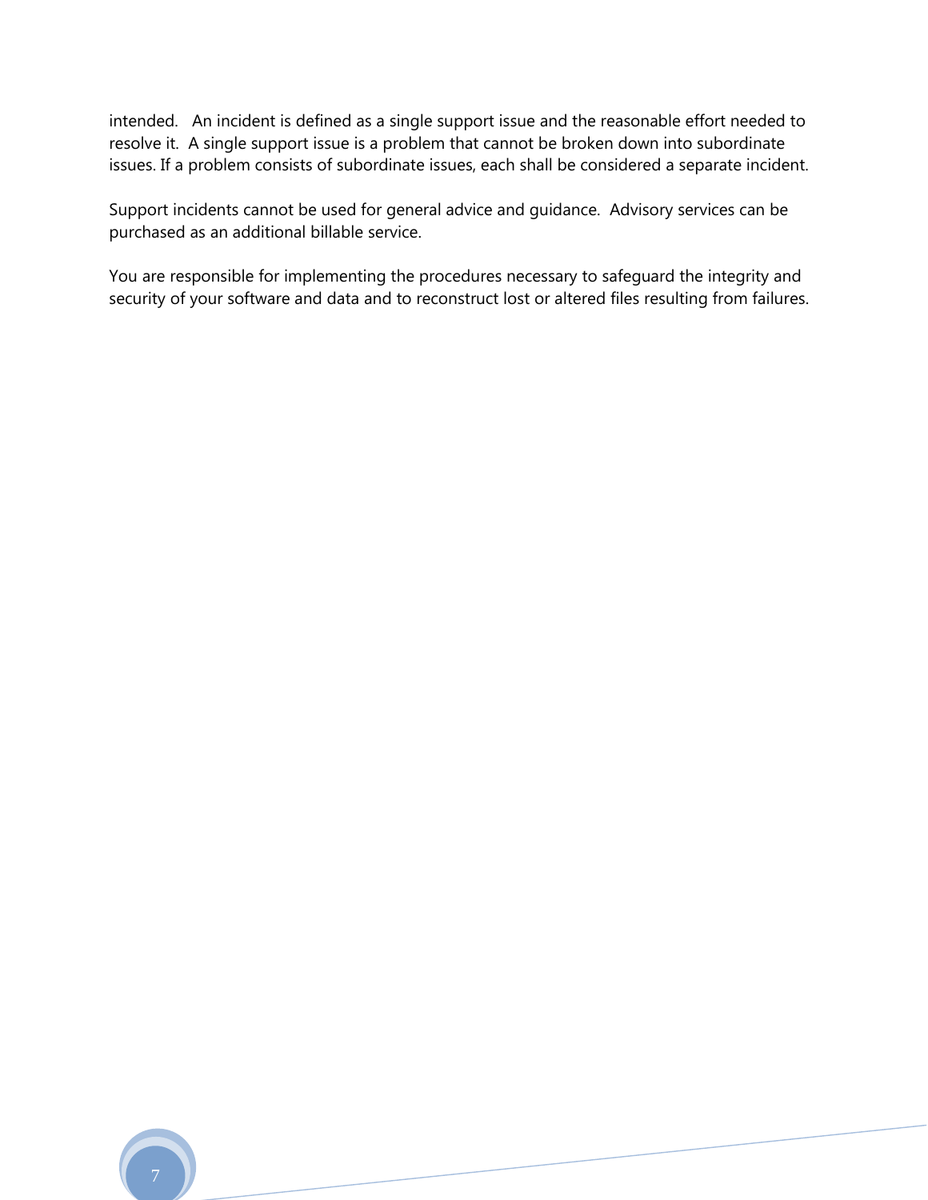intended. An incident is defined as a single support issue and the reasonable effort needed to resolve it. A single support issue is a problem that cannot be broken down into subordinate issues. If a problem consists of subordinate issues, each shall be considered a separate incident.

Support incidents cannot be used for general advice and guidance. Advisory services can be purchased as an additional billable service.

You are responsible for implementing the procedures necessary to safeguard the integrity and security of your software and data and to reconstruct lost or altered files resulting from failures.